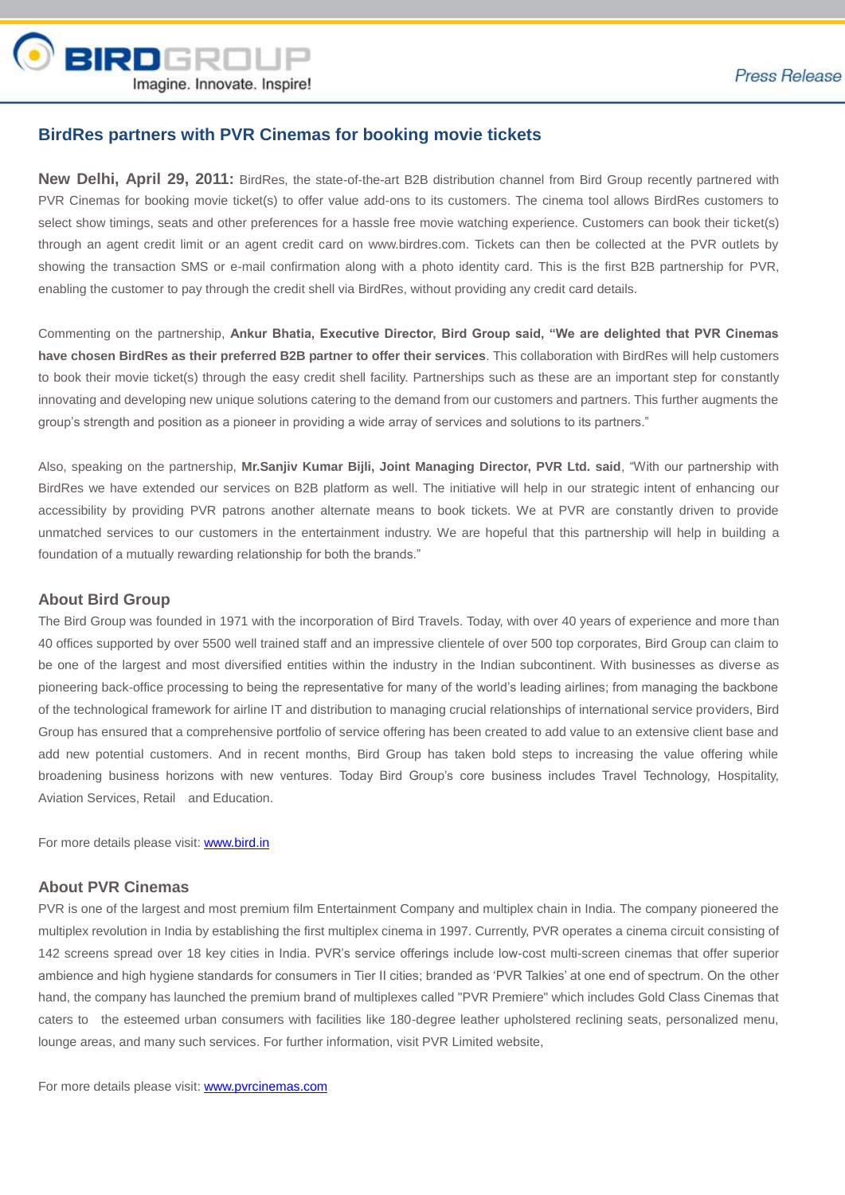BIRDGROUP
Imagine. Innovate. Inspire!

*Press Release*

## BirdRes partners with PVR Cinemas for booking movie tickets

**New Delhi, April 29, 2011:** BirdRes, the state-of-the-art B2B distribution channel from Bird Group recently partnered with PVR Cinemas for booking movie ticket(s) to offer value add-ons to its customers. The cinema tool allows BirdRes customers to select show timings, seats and other preferences for a hassle free movie watching experience. Customers can book their ticket(s) through an agent credit limit or an agent credit card on www.birdres.com. Tickets can then be collected at the PVR outlets by showing the transaction SMS or e-mail confirmation along with a photo identity card. This is the first B2B partnership for PVR, enabling the customer to pay through the credit shell via BirdRes, without providing any credit card details.

Commenting on the partnership, **Ankur Bhatia, Executive Director, Bird Group said, "We are delighted that PVR Cinemas have chosen BirdRes as their preferred B2B partner to offer their services**. This collaboration with BirdRes will help customers to book their movie ticket(s) through the easy credit shell facility. Partnerships such as these are an important step for constantly innovating and developing new unique solutions catering to the demand from our customers and partners. This further augments the group's strength and position as a pioneer in providing a wide array of services and solutions to its partners."

Also, speaking on the partnership, **Mr.Sanjiv Kumar Bijli, Joint Managing Director, PVR Ltd. said**, "With our partnership with BirdRes we have extended our services on B2B platform as well. The initiative will help in our strategic intent of enhancing our accessibility by providing PVR patrons another alternate means to book tickets. We at PVR are constantly driven to provide unmatched services to our customers in the entertainment industry. We are hopeful that this partnership will help in building a foundation of a mutually rewarding relationship for both the brands."

### About Bird Group

The Bird Group was founded in 1971 with the incorporation of Bird Travels. Today, with over 40 years of experience and more than 40 offices supported by over 5500 well trained staff and an impressive clientele of over 500 top corporates, Bird Group can claim to be one of the largest and most diversified entities within the industry in the Indian subcontinent. With businesses as diverse as pioneering back-office processing to being the representative for many of the world's leading airlines; from managing the backbone of the technological framework for airline IT and distribution to managing crucial relationships of international service providers, Bird Group has ensured that a comprehensive portfolio of service offering has been created to add value to an extensive client base and add new potential customers. And in recent months, Bird Group has taken bold steps to increasing the value offering while broadening business horizons with new ventures. Today Bird Group's core business includes Travel Technology, Hospitality, Aviation Services, Retail and Education.

For more details please visit: [www.bird.in](http://www.bird.in)

### About PVR Cinemas

PVR is one of the largest and most premium film Entertainment Company and multiplex chain in India. The company pioneered the multiplex revolution in India by establishing the first multiplex cinema in 1997. Currently, PVR operates a cinema circuit consisting of 142 screens spread over 18 key cities in India. PVR's service offerings include low-cost multi-screen cinemas that offer superior ambience and high hygiene standards for consumers in Tier II cities; branded as 'PVR Talkies' at one end of spectrum. On the other hand, the company has launched the premium brand of multiplexes called "PVR Premiere" which includes Gold Class Cinemas that caters to the esteemed urban consumers with facilities like 180-degree leather upholstered reclining seats, personalized menu, lounge areas, and many such services. For further information, visit PVR Limited website,

For more details please visit: [www.pvrcinemas.com](http://www.pvrcinemas.com)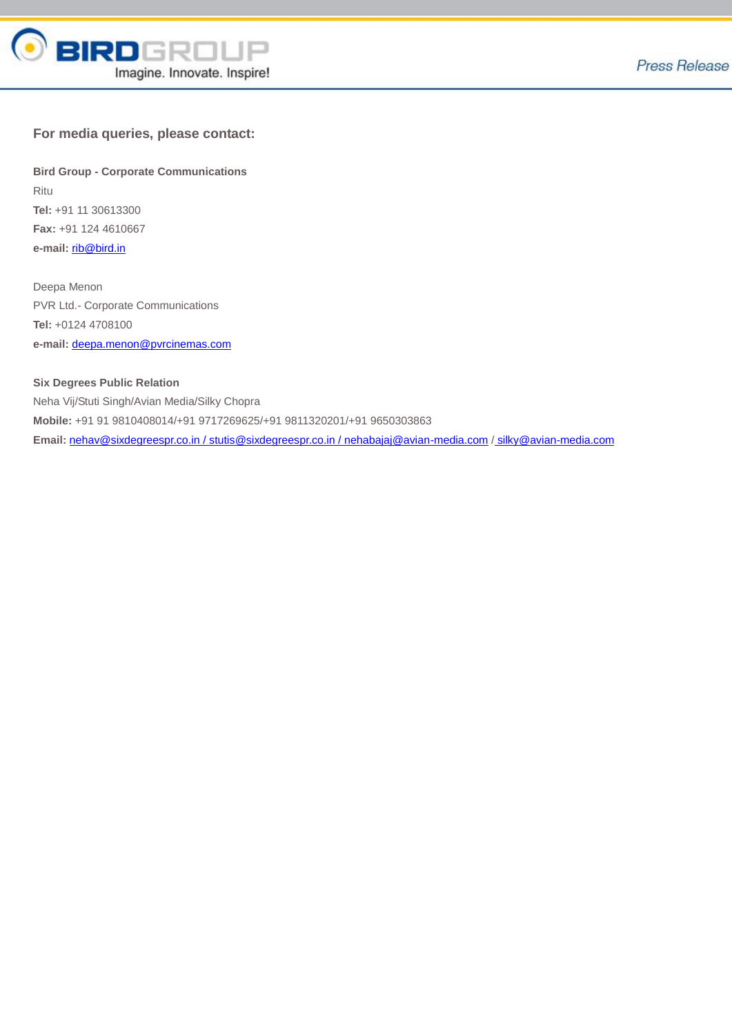**For media queries, please contact:**

**Bird Group - Corporate Communications**
Ritu
**Tel:** +91 11 30613300
**Fax:** +91 124 4610667
**e-mail:** rib@bird.in

Deepa Menon
PVR Ltd.- Corporate Communications
**Tel:** +0124 4708100
**e-mail:** deepa.menon@pvrcinemas.com

**Six Degrees Public Relation**
Neha Vij/Stuti Singh/Avian Media/Silky Chopra
**Mobile:** +91 91 9810408014/+91 9717269625/+91 9811320201/+91 9650303863
**Email:** nehav@sixdegreespr.co.in / stutis@sixdegreespr.co.in / nehabajaj@avian-media.com / silky@avian-media.com